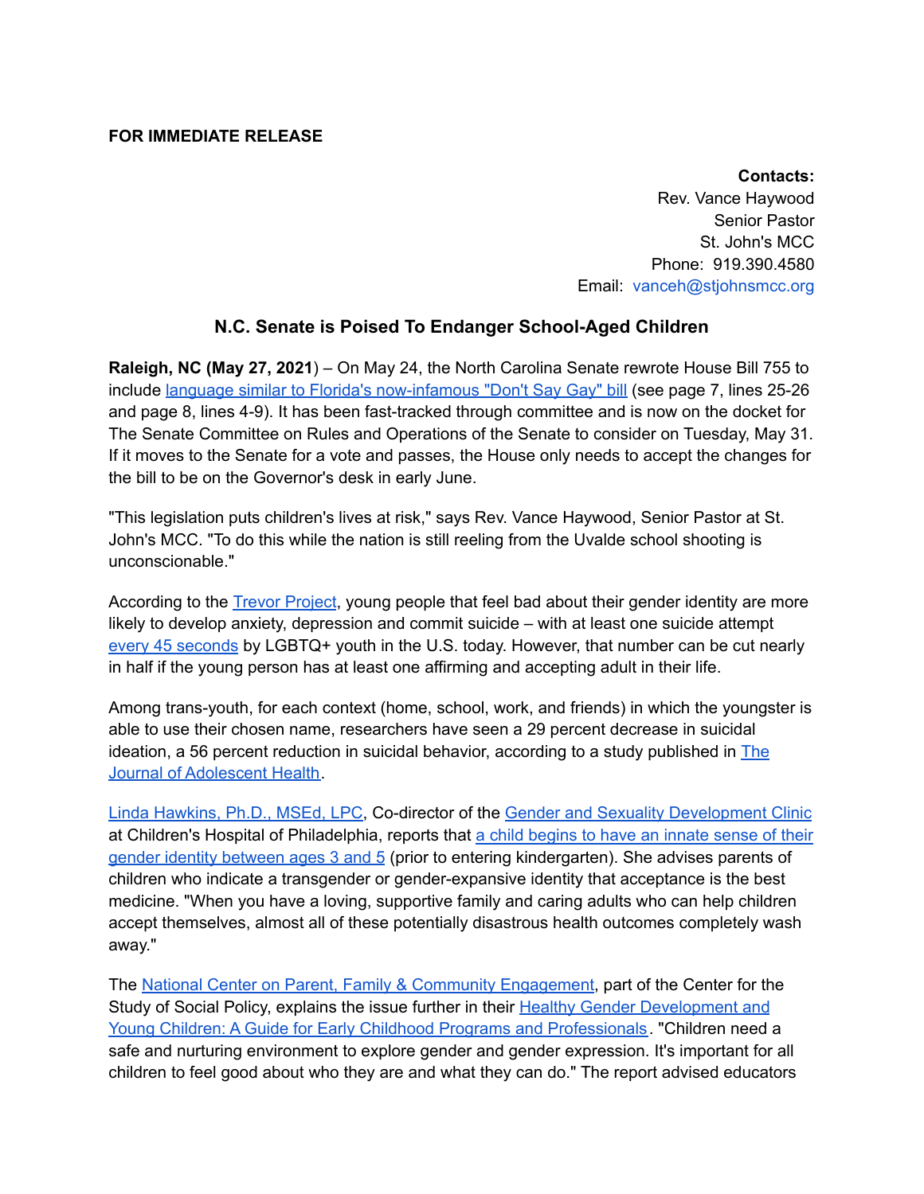**FOR IMMEDIATE RELEASE**

**Contacts:**
Rev. Vance Haywood
Senior Pastor
St. John's MCC
Phone: 919.390.4580
Email: vanceh@stjohnsmcc.org

## N.C. Senate is Poised To Endanger School-Aged Children

**Raleigh, NC (May 27, 2021**) – On May 24, the North Carolina Senate rewrote House Bill 755 to include language similar to Florida's now-infamous "Don't Say Gay" bill (see page 7, lines 25-26 and page 8, lines 4-9). It has been fast-tracked through committee and is now on the docket for The Senate Committee on Rules and Operations of the Senate to consider on Tuesday, May 31. If it moves to the Senate for a vote and passes, the House only needs to accept the changes for the bill to be on the Governor's desk in early June.

"This legislation puts children's lives at risk," says Rev. Vance Haywood, Senior Pastor at St. John's MCC. "To do this while the nation is still reeling from the Uvalde school shooting is unconscionable."

According to the Trevor Project, young people that feel bad about their gender identity are more likely to develop anxiety, depression and commit suicide – with at least one suicide attempt every 45 seconds by LGBTQ+ youth in the U.S. today. However, that number can be cut nearly in half if the young person has at least one affirming and accepting adult in their life.

Among trans-youth, for each context (home, school, work, and friends) in which the youngster is able to use their chosen name, researchers have seen a 29 percent decrease in suicidal ideation, a 56 percent reduction in suicidal behavior, according to a study published in The Journal of Adolescent Health.

Linda Hawkins, Ph.D., MSEd, LPC, Co-director of the Gender and Sexuality Development Clinic at Children's Hospital of Philadelphia, reports that a child begins to have an innate sense of their gender identity between ages 3 and 5 (prior to entering kindergarten). She advises parents of children who indicate a transgender or gender-expansive identity that acceptance is the best medicine. "When you have a loving, supportive family and caring adults who can help children accept themselves, almost all of these potentially disastrous health outcomes completely wash away."

The National Center on Parent, Family & Community Engagement, part of the Center for the Study of Social Policy, explains the issue further in their Healthy Gender Development and Young Children: A Guide for Early Childhood Programs and Professionals. "Children need a safe and nurturing environment to explore gender and gender expression. It's important for all children to feel good about who they are and what they can do." The report advised educators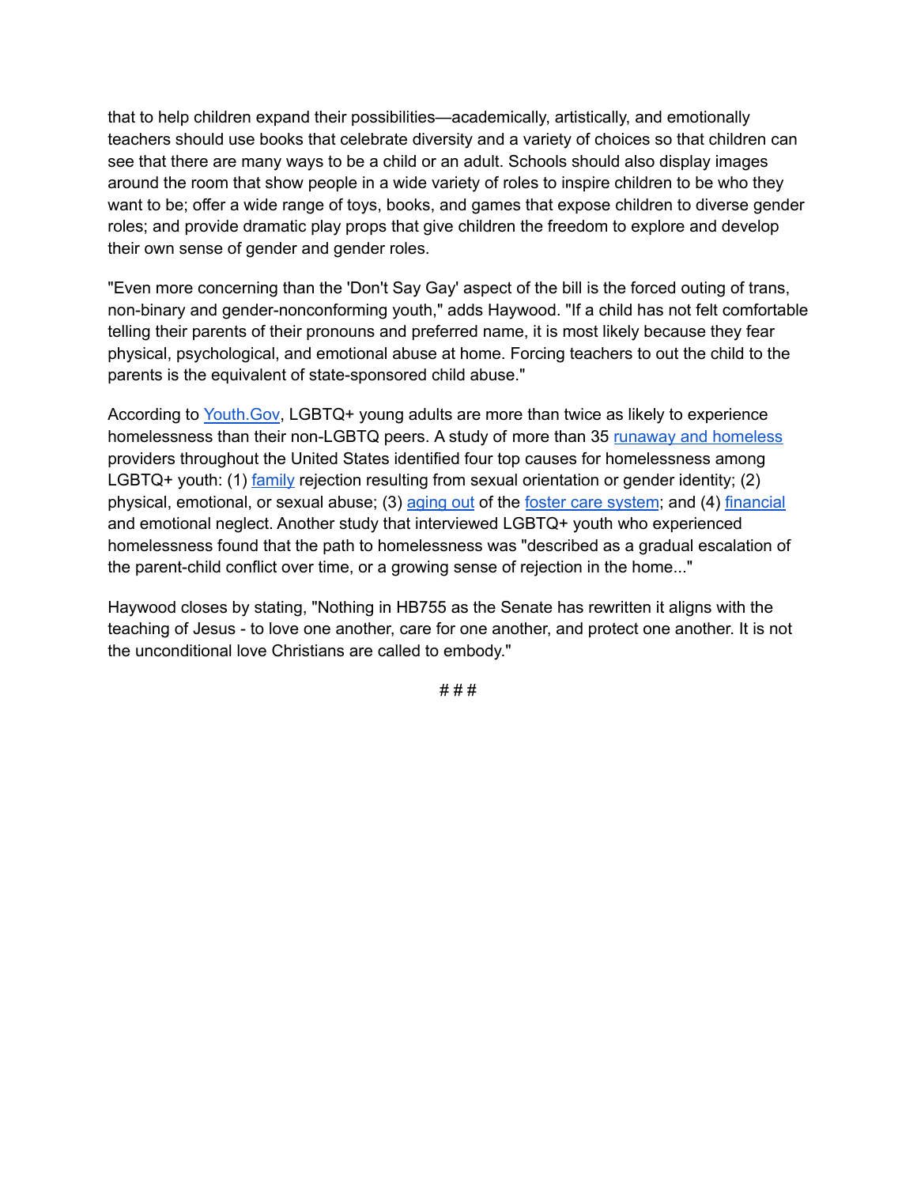that to help children expand their possibilities—academically, artistically, and emotionally teachers should use books that celebrate diversity and a variety of choices so that children can see that there are many ways to be a child or an adult. Schools should also display images around the room that show people in a wide variety of roles to inspire children to be who they want to be; offer a wide range of toys, books, and games that expose children to diverse gender roles; and provide dramatic play props that give children the freedom to explore and develop their own sense of gender and gender roles.

"Even more concerning than the 'Don't Say Gay' aspect of the bill is the forced outing of trans, non-binary and gender-nonconforming youth," adds Haywood. "If a child has not felt comfortable telling their parents of their pronouns and preferred name, it is most likely because they fear physical, psychological, and emotional abuse at home. Forcing teachers to out the child to the parents is the equivalent of state-sponsored child abuse."

According to Youth.Gov, LGBTQ+ young adults are more than twice as likely to experience homelessness than their non-LGBTQ peers. A study of more than 35 runaway and homeless providers throughout the United States identified four top causes for homelessness among LGBTQ+ youth: (1) family rejection resulting from sexual orientation or gender identity; (2) physical, emotional, or sexual abuse; (3) aging out of the foster care system; and (4) financial and emotional neglect. Another study that interviewed LGBTQ+ youth who experienced homelessness found that the path to homelessness was "described as a gradual escalation of the parent-child conflict over time, or a growing sense of rejection in the home..."

Haywood closes by stating, "Nothing in HB755 as the Senate has rewritten it aligns with the teaching of Jesus - to love one another, care for one another, and protect one another. It is not the unconditional love Christians are called to embody."

# # #